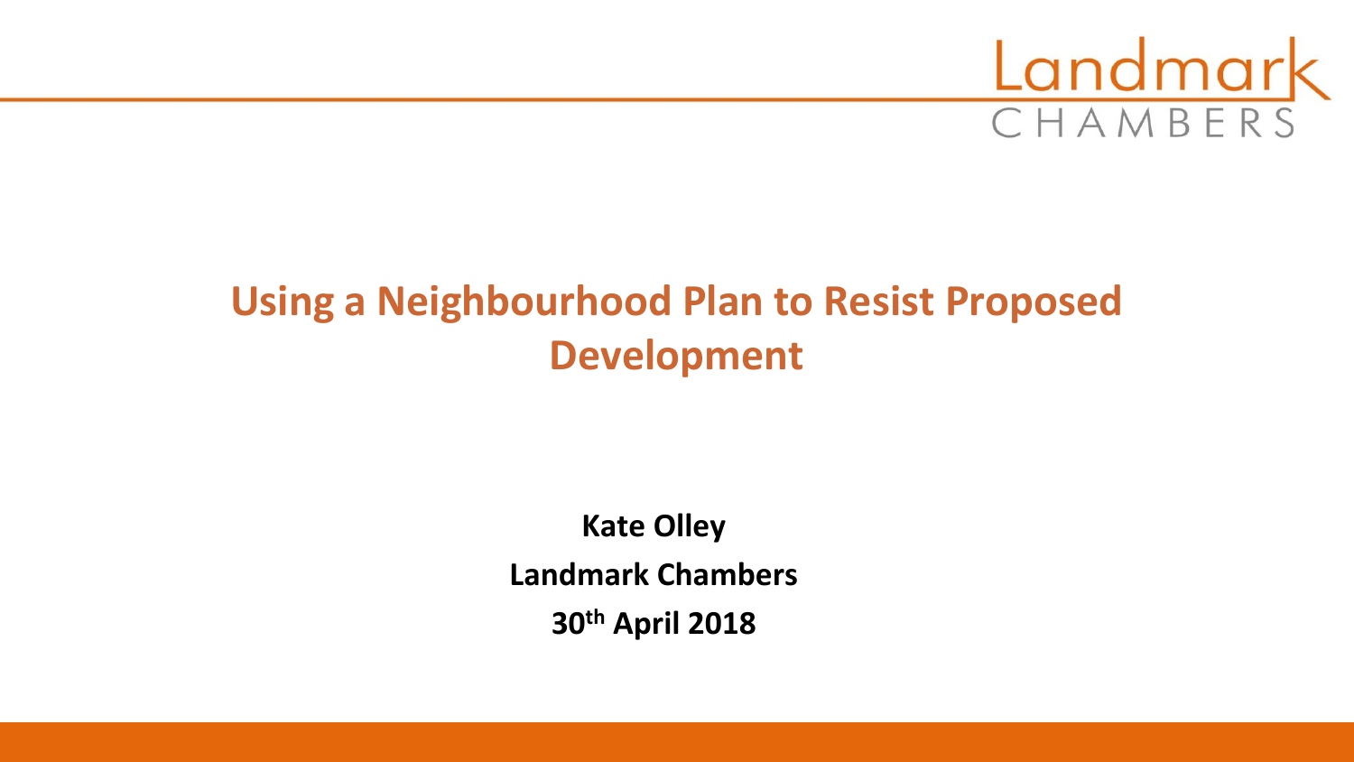Landmark
CHAMBERS

# Using a Neighbourhood Plan to Resist Proposed Development

**Kate Olley**

**Landmark Chambers**

**30th April 2018**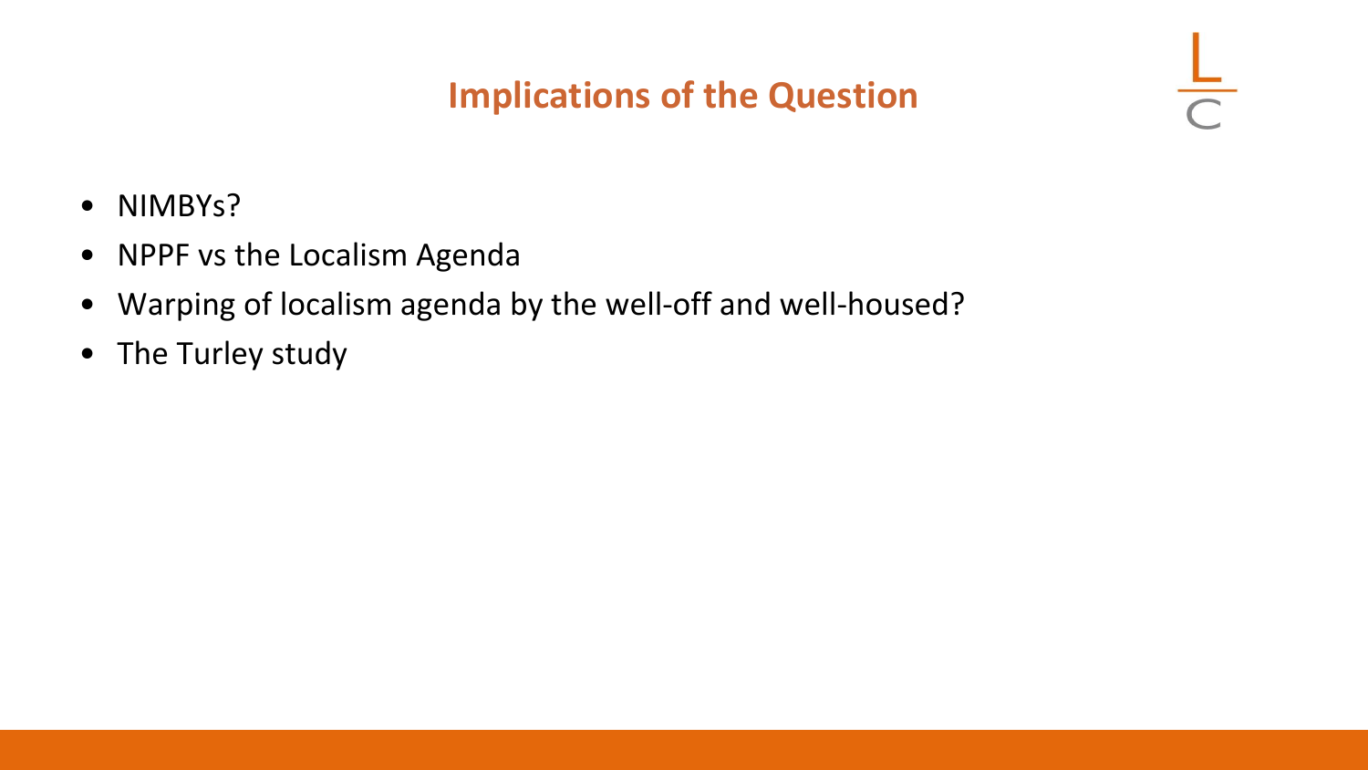## Implications of the Question

- NIMBYs?
- NPPF vs the Localism Agenda
- Warping of localism agenda by the well-off and well-housed?
- The Turley study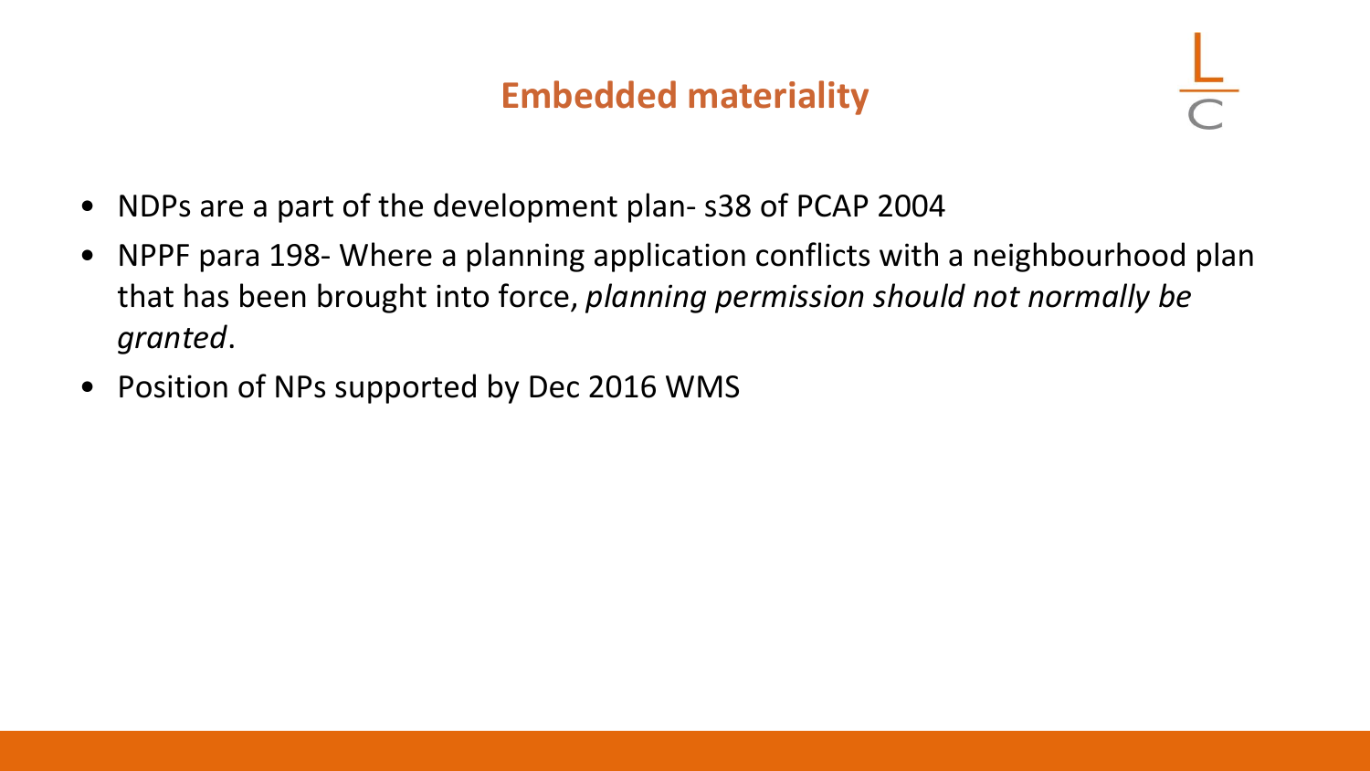# Embedded materiality

- NDPs are a part of the development plan- s38 of PCAP 2004
- NPPF para 198- Where a planning application conflicts with a neighbourhood plan that has been brought into force, *planning permission should not normally be granted*.
- Position of NPs supported by Dec 2016 WMS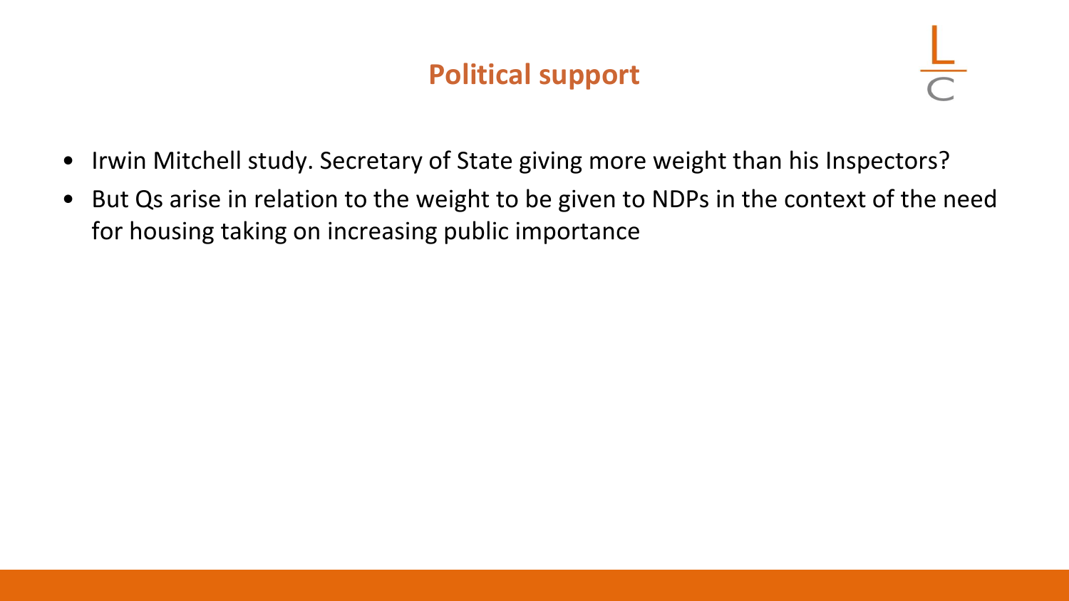## Political support

- Irwin Mitchell study. Secretary of State giving more weight than his Inspectors?
- But Qs arise in relation to the weight to be given to NDPs in the context of the need for housing taking on increasing public importance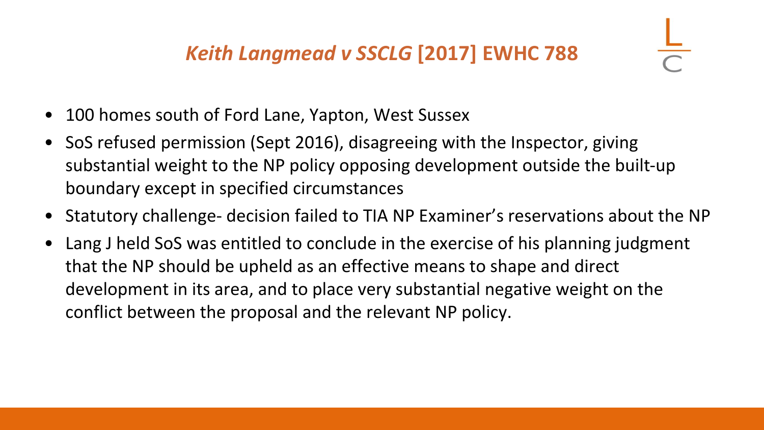## *Keith Langmead v SSCLG* [2017] EWHC 788

- 100 homes south of Ford Lane, Yapton, West Sussex
- SoS refused permission (Sept 2016), disagreeing with the Inspector, giving substantial weight to the NP policy opposing development outside the built-up boundary except in specified circumstances
- Statutory challenge- decision failed to TIA NP Examiner's reservations about the NP
- Lang J held SoS was entitled to conclude in the exercise of his planning judgment that the NP should be upheld as an effective means to shape and direct development in its area, and to place very substantial negative weight on the conflict between the proposal and the relevant NP policy.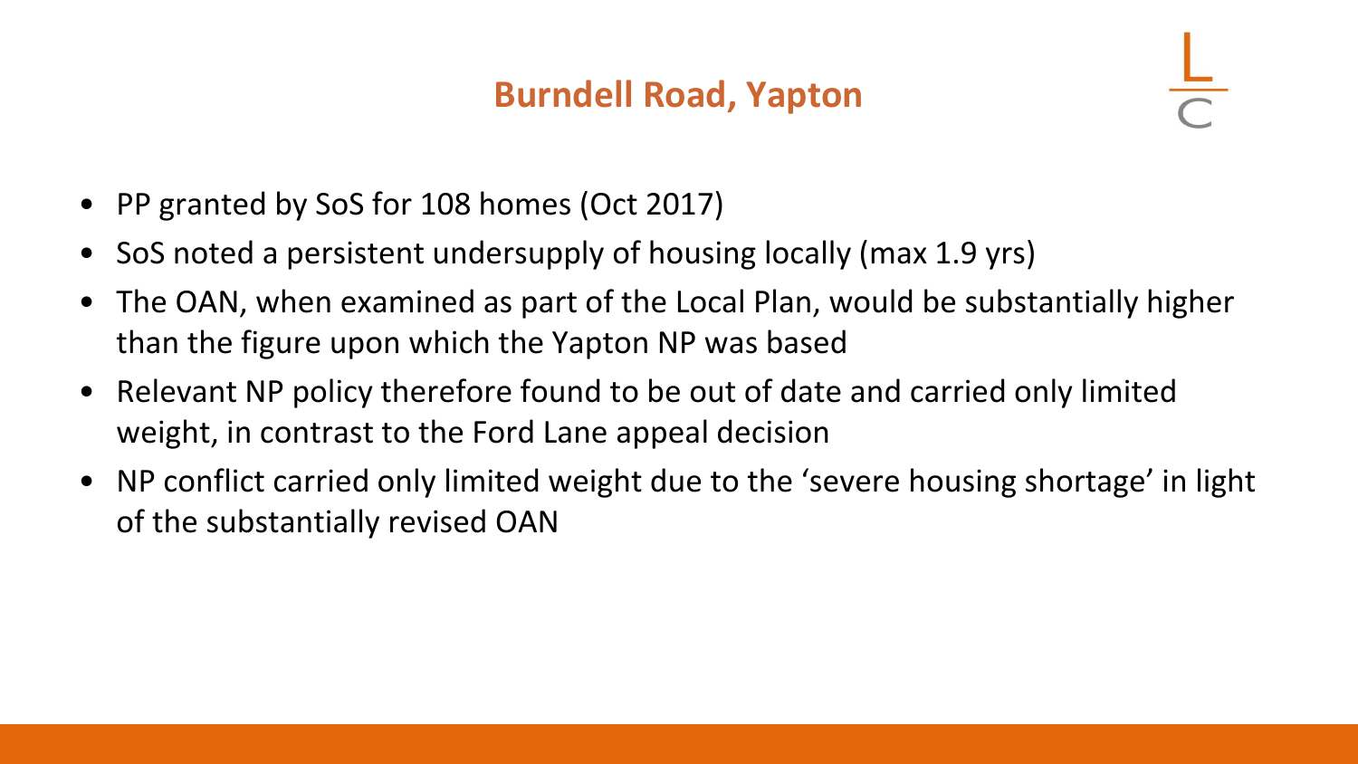# Burndell Road, Yapton

- PP granted by SoS for 108 homes (Oct 2017)
- SoS noted a persistent undersupply of housing locally (max 1.9 yrs)
- The OAN, when examined as part of the Local Plan, would be substantially higher than the figure upon which the Yapton NP was based
- Relevant NP policy therefore found to be out of date and carried only limited weight, in contrast to the Ford Lane appeal decision
- NP conflict carried only limited weight due to the 'severe housing shortage' in light of the substantially revised OAN